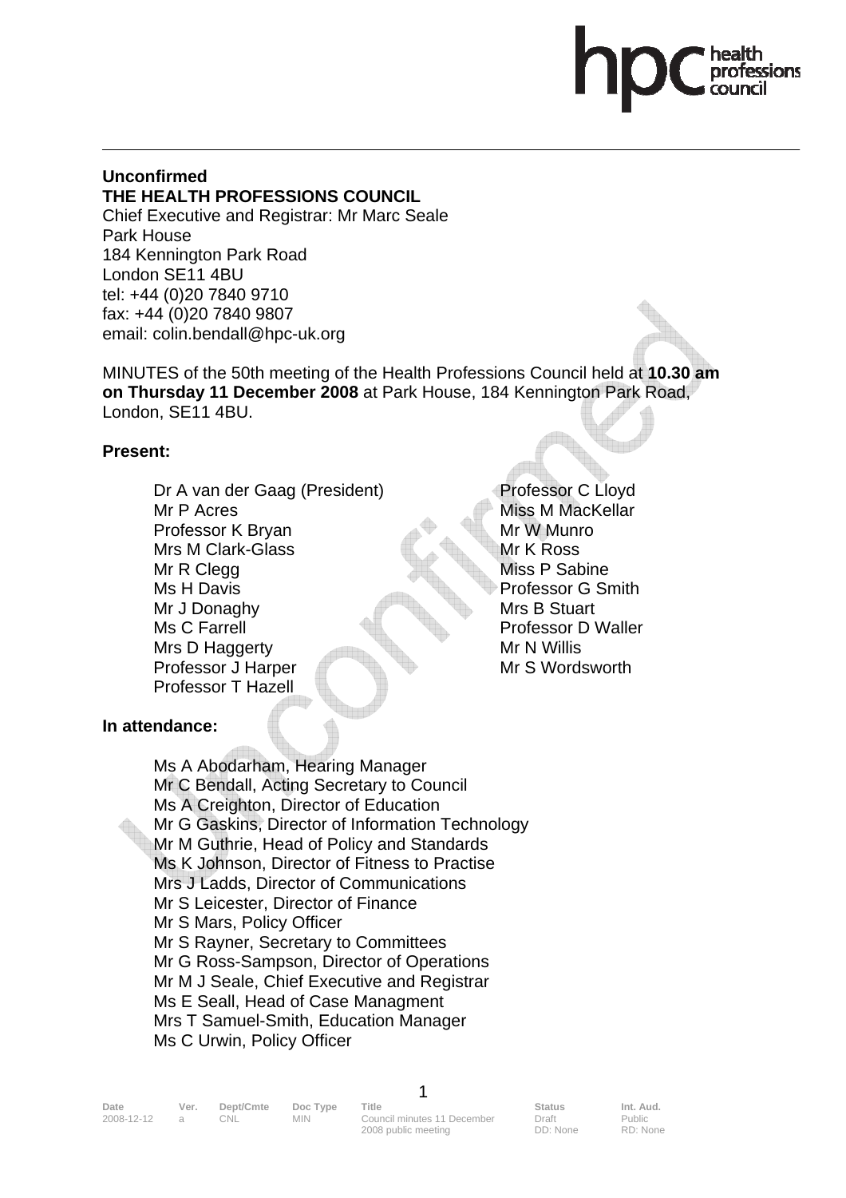**Unconfirmed**
**THE HEALTH PROFESSIONS COUNCIL**
Chief Executive and Registrar: Mr Marc Seale
Park House
184 Kennington Park Road
London SE11 4BU
tel: +44 (0)20 7840 9710
fax: +44 (0)20 7840 9807
email: colin.bendall@hpc-uk.org

MINUTES of the 50th meeting of the Health Professions Council held at **10.30 am on Thursday 11 December 2008** at Park House, 184 Kennington Park Road, London, SE11 4BU.

**Present:**

Dr A van der Gaag (President)
Mr P Acres
Professor K Bryan
Mrs M Clark-Glass
Mr R Clegg
Ms H Davis
Mr J Donaghy
Ms C Farrell
Mrs D Haggerty
Professor J Harper
Professor T Hazell
Professor C Lloyd
Miss M MacKellar
Mr W Munro
Mr K Ross
Miss P Sabine
Professor G Smith
Mrs B Stuart
Professor D Waller
Mr N Willis
Mr S Wordsworth

**In attendance:**

Ms A Abodarham, Hearing Manager
Mr C Bendall, Acting Secretary to Council
Ms A Creighton, Director of Education
Mr G Gaskins, Director of Information Technology
Mr M Guthrie, Head of Policy and Standards
Ms K Johnson, Director of Fitness to Practise
Mrs J Ladds, Director of Communications
Mr S Leicester, Director of Finance
Mr S Mars, Policy Officer
Mr S Rayner, Secretary to Committees
Mr G Ross-Sampson, Director of Operations
Mr M J Seale, Chief Executive and Registrar
Ms E Seall, Head of Case Managment
Mrs T Samuel-Smith, Education Manager
Ms C Urwin, Policy Officer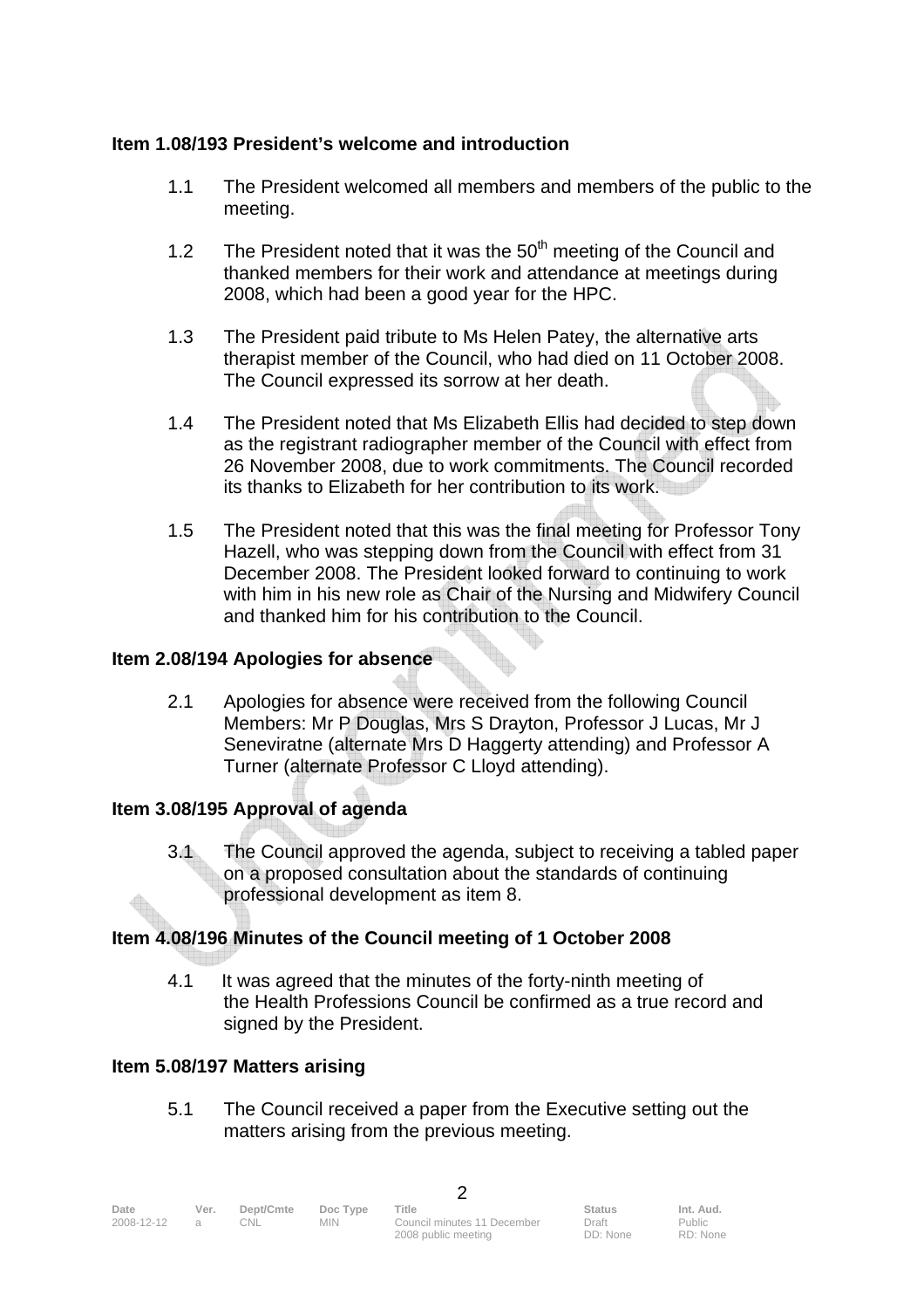**Item 1.08/193 President's welcome and introduction**

1.1 The President welcomed all members and members of the public to the meeting.

1.2 The President noted that it was the 50th meeting of the Council and thanked members for their work and attendance at meetings during 2008, which had been a good year for the HPC.

1.3 The President paid tribute to Ms Helen Patey, the alternative arts therapist member of the Council, who had died on 11 October 2008. The Council expressed its sorrow at her death.

1.4 The President noted that Ms Elizabeth Ellis had decided to step down as the registrant radiographer member of the Council with effect from 26 November 2008, due to work commitments. The Council recorded its thanks to Elizabeth for her contribution to its work.

1.5 The President noted that this was the final meeting for Professor Tony Hazell, who was stepping down from the Council with effect from 31 December 2008. The President looked forward to continuing to work with him in his new role as Chair of the Nursing and Midwifery Council and thanked him for his contribution to the Council.

**Item 2.08/194 Apologies for absence**

2.1 Apologies for absence were received from the following Council Members: Mr P Douglas, Mrs S Drayton, Professor J Lucas, Mr J Seneviratne (alternate Mrs D Haggerty attending) and Professor A Turner (alternate Professor C Lloyd attending).

**Item 3.08/195 Approval of agenda**

3.1 The Council approved the agenda, subject to receiving a tabled paper on a proposed consultation about the standards of continuing professional development as item 8.

**Item 4.08/196 Minutes of the Council meeting of 1 October 2008**

4.1 It was agreed that the minutes of the forty-ninth meeting of the Health Professions Council be confirmed as a true record and signed by the President.

**Item 5.08/197 Matters arising**

5.1 The Council received a paper from the Executive setting out the matters arising from the previous meeting.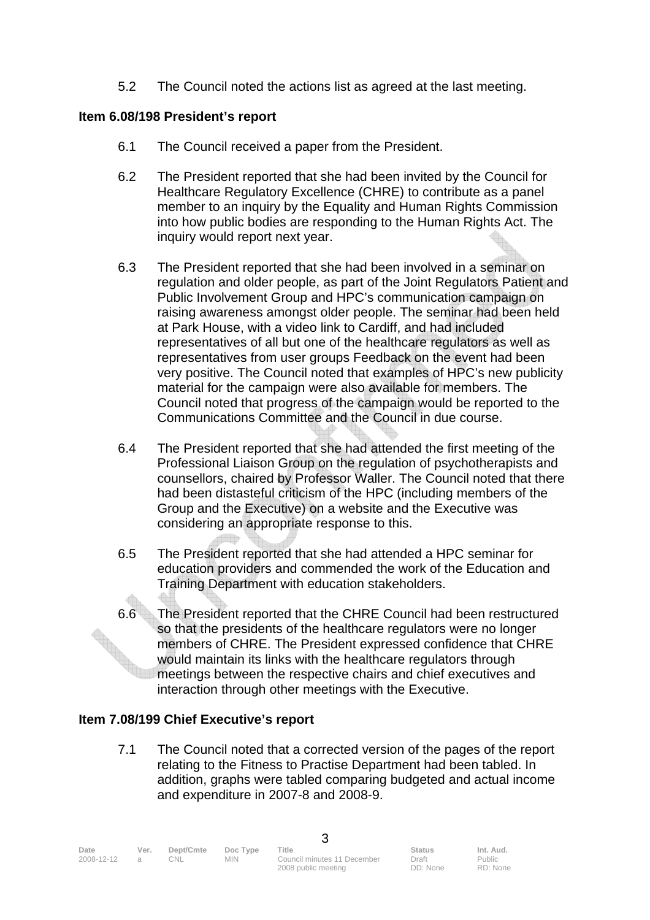5.2 The Council noted the actions list as agreed at the last meeting.

**Item 6.08/198 President's report**

6.1 The Council received a paper from the President.

6.2 The President reported that she had been invited by the Council for Healthcare Regulatory Excellence (CHRE) to contribute as a panel member to an inquiry by the Equality and Human Rights Commission into how public bodies are responding to the Human Rights Act. The inquiry would report next year.

6.3 The President reported that she had been involved in a seminar on regulation and older people, as part of the Joint Regulators Patient and Public Involvement Group and HPC's communication campaign on raising awareness amongst older people. The seminar had been held at Park House, with a video link to Cardiff, and had included representatives of all but one of the healthcare regulators as well as representatives from user groups Feedback on the event had been very positive. The Council noted that examples of HPC's new publicity material for the campaign were also available for members. The Council noted that progress of the campaign would be reported to the Communications Committee and the Council in due course.

6.4 The President reported that she had attended the first meeting of the Professional Liaison Group on the regulation of psychotherapists and counsellors, chaired by Professor Waller. The Council noted that there had been distasteful criticism of the HPC (including members of the Group and the Executive) on a website and the Executive was considering an appropriate response to this.

6.5 The President reported that she had attended a HPC seminar for education providers and commended the work of the Education and Training Department with education stakeholders.

6.6 The President reported that the CHRE Council had been restructured so that the presidents of the healthcare regulators were no longer members of CHRE. The President expressed confidence that CHRE would maintain its links with the healthcare regulators through meetings between the respective chairs and chief executives and interaction through other meetings with the Executive.

**Item 7.08/199 Chief Executive's report**

7.1 The Council noted that a corrected version of the pages of the report relating to the Fitness to Practise Department had been tabled. In addition, graphs were tabled comparing budgeted and actual income and expenditure in 2007-8 and 2008-9.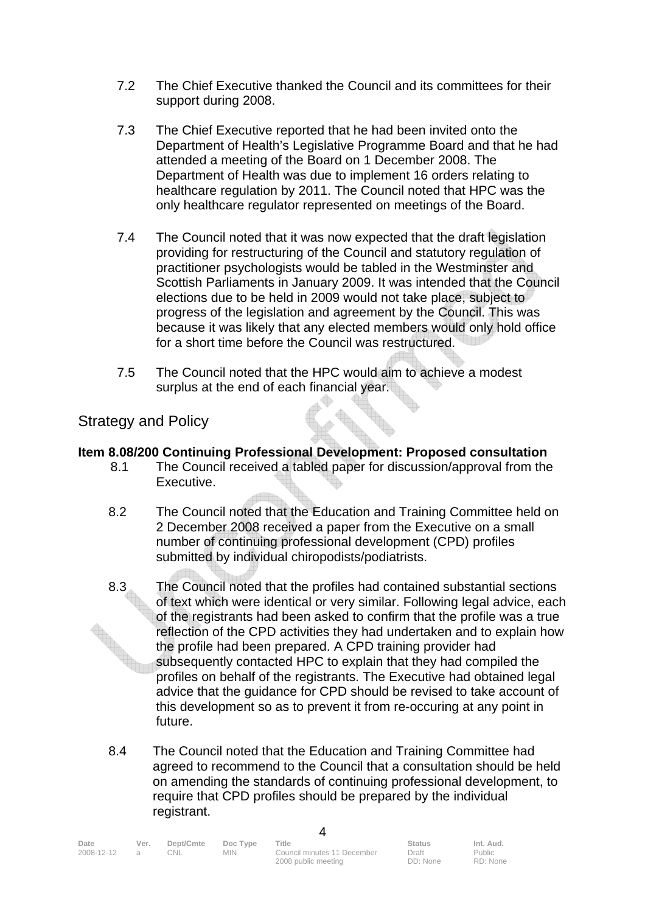7.2 The Chief Executive thanked the Council and its committees for their support during 2008.

7.3 The Chief Executive reported that he had been invited onto the Department of Health's Legislative Programme Board and that he had attended a meeting of the Board on 1 December 2008. The Department of Health was due to implement 16 orders relating to healthcare regulation by 2011. The Council noted that HPC was the only healthcare regulator represented on meetings of the Board.

7.4 The Council noted that it was now expected that the draft legislation providing for restructuring of the Council and statutory regulation of practitioner psychologists would be tabled in the Westminster and Scottish Parliaments in January 2009. It was intended that the Council elections due to be held in 2009 would not take place, subject to progress of the legislation and agreement by the Council. This was because it was likely that any elected members would only hold office for a short time before the Council was restructured.

7.5 The Council noted that the HPC would aim to achieve a modest surplus at the end of each financial year.

## Strategy and Policy

**Item 8.08/200 Continuing Professional Development: Proposed consultation**

8.1 The Council received a tabled paper for discussion/approval from the Executive.

8.2 The Council noted that the Education and Training Committee held on 2 December 2008 received a paper from the Executive on a small number of continuing professional development (CPD) profiles submitted by individual chiropodists/podiatrists.

8.3 The Council noted that the profiles had contained substantial sections of text which were identical or very similar. Following legal advice, each of the registrants had been asked to confirm that the profile was a true reflection of the CPD activities they had undertaken and to explain how the profile had been prepared. A CPD training provider had subsequently contacted HPC to explain that they had compiled the profiles on behalf of the registrants. The Executive had obtained legal advice that the guidance for CPD should be revised to take account of this development so as to prevent it from re-occuring at any point in future.

8.4 The Council noted that the Education and Training Committee had agreed to recommend to the Council that a consultation should be held on amending the standards of continuing professional development, to require that CPD profiles should be prepared by the individual registrant.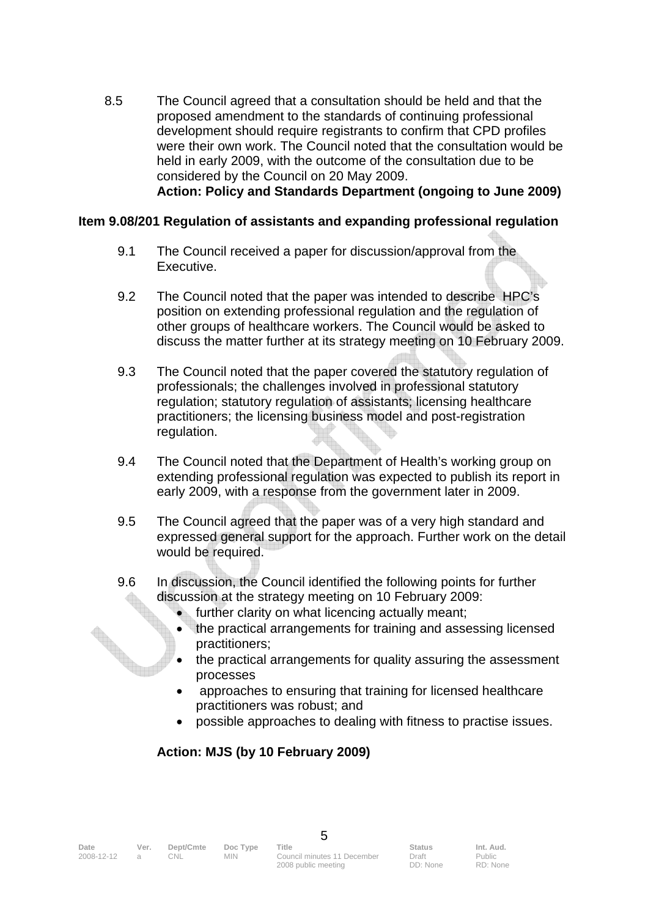8.5 The Council agreed that a consultation should be held and that the proposed amendment to the standards of continuing professional development should require registrants to confirm that CPD profiles were their own work. The Council noted that the consultation would be held in early 2009, with the outcome of the consultation due to be considered by the Council on 20 May 2009.
**Action: Policy and Standards Department (ongoing to June 2009)**

**Item 9.08/201 Regulation of assistants and expanding professional regulation**

9.1 The Council received a paper for discussion/approval from the Executive.

9.2 The Council noted that the paper was intended to describe HPC's position on extending professional regulation and the regulation of other groups of healthcare workers. The Council would be asked to discuss the matter further at its strategy meeting on 10 February 2009.

9.3 The Council noted that the paper covered the statutory regulation of professionals; the challenges involved in professional statutory regulation; statutory regulation of assistants; licensing healthcare practitioners; the licensing business model and post-registration regulation.

9.4 The Council noted that the Department of Health's working group on extending professional regulation was expected to publish its report in early 2009, with a response from the government later in 2009.

9.5 The Council agreed that the paper was of a very high standard and expressed general support for the approach. Further work on the detail would be required.

9.6 In discussion, the Council identified the following points for further discussion at the strategy meeting on 10 February 2009:

- further clarity on what licencing actually meant;
- the practical arrangements for training and assessing licensed practitioners;
- the practical arrangements for quality assuring the assessment processes
- approaches to ensuring that training for licensed healthcare practitioners was robust; and
- possible approaches to dealing with fitness to practise issues.

**Action: MJS (by 10 February 2009)**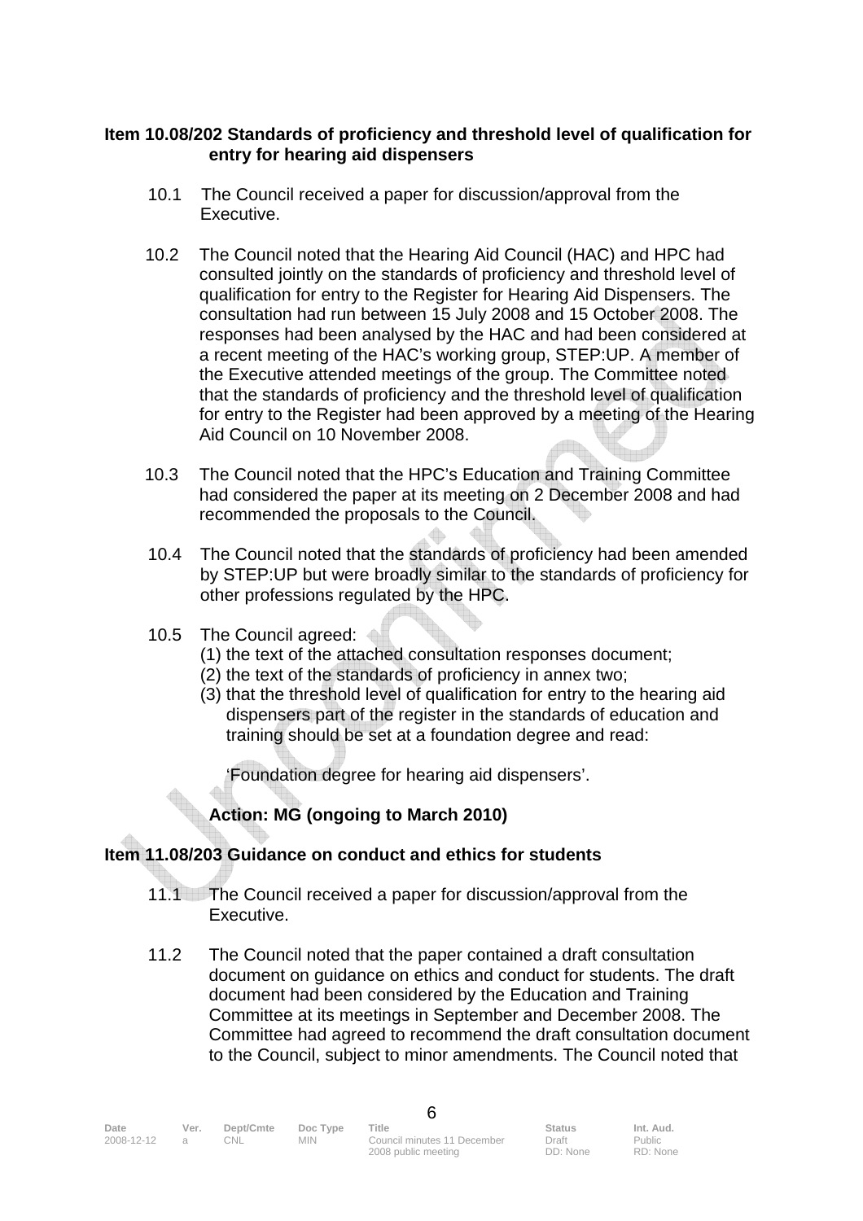**Item 10.08/202 Standards of proficiency and threshold level of qualification for entry for hearing aid dispensers**

10.1 The Council received a paper for discussion/approval from the Executive.

10.2 The Council noted that the Hearing Aid Council (HAC) and HPC had consulted jointly on the standards of proficiency and threshold level of qualification for entry to the Register for Hearing Aid Dispensers. The consultation had run between 15 July 2008 and 15 October 2008. The responses had been analysed by the HAC and had been considered at a recent meeting of the HAC's working group, STEP:UP. A member of the Executive attended meetings of the group. The Committee noted that the standards of proficiency and the threshold level of qualification for entry to the Register had been approved by a meeting of the Hearing Aid Council on 10 November 2008.

10.3 The Council noted that the HPC's Education and Training Committee had considered the paper at its meeting on 2 December 2008 and had recommended the proposals to the Council.

10.4 The Council noted that the standards of proficiency had been amended by STEP:UP but were broadly similar to the standards of proficiency for other professions regulated by the HPC.

10.5 The Council agreed:
(1) the text of the attached consultation responses document;
(2) the text of the standards of proficiency in annex two;
(3) that the threshold level of qualification for entry to the hearing aid dispensers part of the register in the standards of education and training should be set at a foundation degree and read:

'Foundation degree for hearing aid dispensers'.

**Action: MG (ongoing to March 2010)**

**Item 11.08/203 Guidance on conduct and ethics for students**

11.1 The Council received a paper for discussion/approval from the Executive.

11.2 The Council noted that the paper contained a draft consultation document on guidance on ethics and conduct for students. The draft document had been considered by the Education and Training Committee at its meetings in September and December 2008. The Committee had agreed to recommend the draft consultation document to the Council, subject to minor amendments. The Council noted that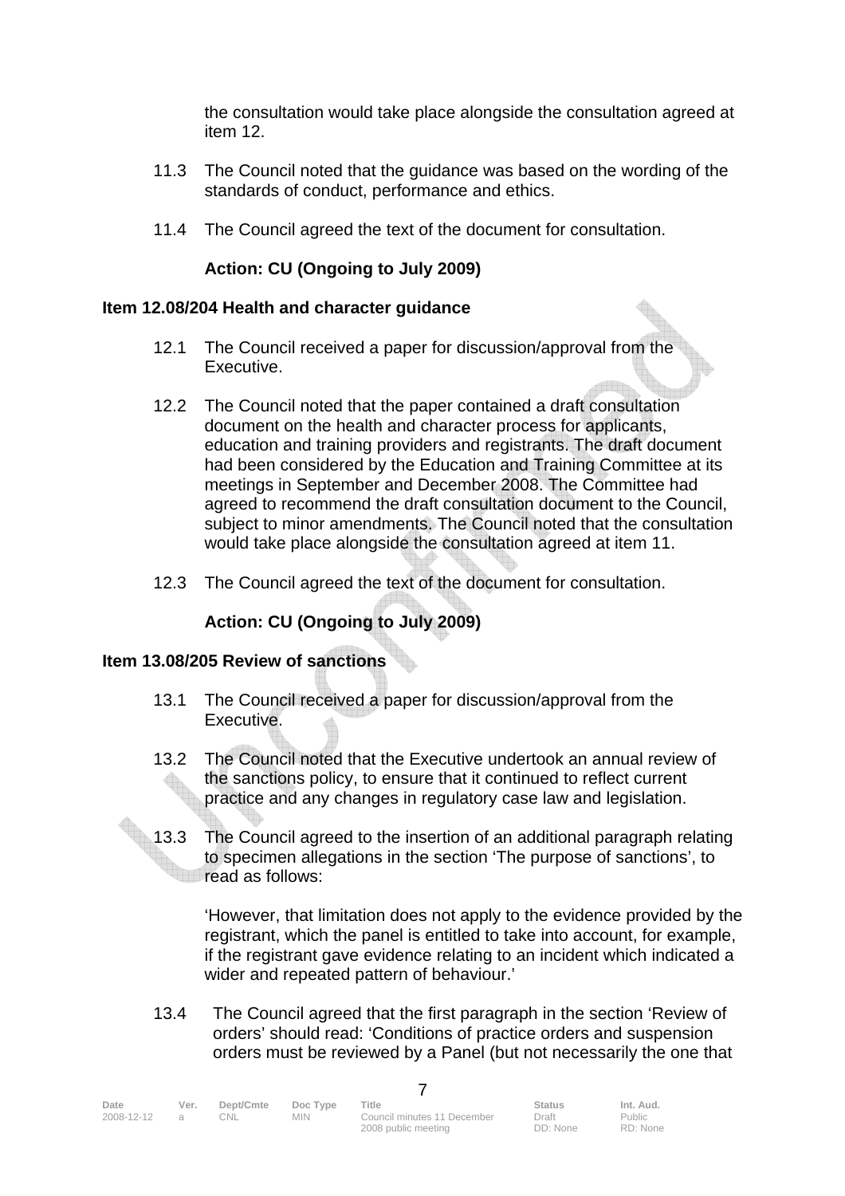the consultation would take place alongside the consultation agreed at item 12.

11.3 The Council noted that the guidance was based on the wording of the standards of conduct, performance and ethics.

11.4 The Council agreed the text of the document for consultation.

**Action: CU (Ongoing to July 2009)**

**Item 12.08/204 Health and character guidance**

12.1 The Council received a paper for discussion/approval from the Executive.

12.2 The Council noted that the paper contained a draft consultation document on the health and character process for applicants, education and training providers and registrants. The draft document had been considered by the Education and Training Committee at its meetings in September and December 2008. The Committee had agreed to recommend the draft consultation document to the Council, subject to minor amendments. The Council noted that the consultation would take place alongside the consultation agreed at item 11.

12.3 The Council agreed the text of the document for consultation.

**Action: CU (Ongoing to July 2009)**

**Item 13.08/205 Review of sanctions**

13.1 The Council received a paper for discussion/approval from the Executive.

13.2 The Council noted that the Executive undertook an annual review of the sanctions policy, to ensure that it continued to reflect current practice and any changes in regulatory case law and legislation.

13.3 The Council agreed to the insertion of an additional paragraph relating to specimen allegations in the section 'The purpose of sanctions', to read as follows:

'However, that limitation does not apply to the evidence provided by the registrant, which the panel is entitled to take into account, for example, if the registrant gave evidence relating to an incident which indicated a wider and repeated pattern of behaviour.'

13.4 The Council agreed that the first paragraph in the section 'Review of orders' should read: 'Conditions of practice orders and suspension orders must be reviewed by a Panel (but not necessarily the one that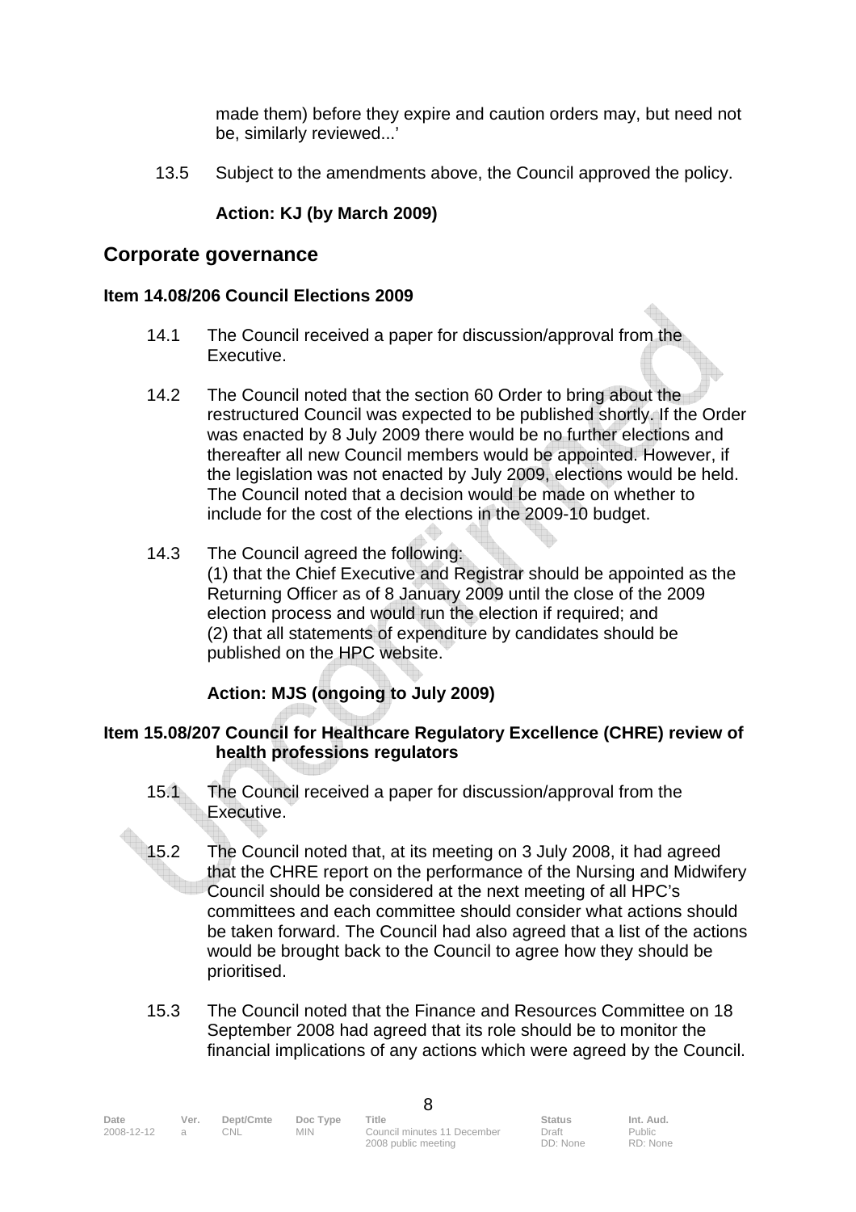made them) before they expire and caution orders may, but need not be, similarly reviewed...'

13.5 Subject to the amendments above, the Council approved the policy.

**Action: KJ (by March 2009)**

## Corporate governance

### Item 14.08/206 Council Elections 2009

14.1 The Council received a paper for discussion/approval from the Executive.

14.2 The Council noted that the section 60 Order to bring about the restructured Council was expected to be published shortly. If the Order was enacted by 8 July 2009 there would be no further elections and thereafter all new Council members would be appointed. However, if the legislation was not enacted by July 2009, elections would be held. The Council noted that a decision would be made on whether to include for the cost of the elections in the 2009-10 budget.

14.3 The Council agreed the following:
(1) that the Chief Executive and Registrar should be appointed as the Returning Officer as of 8 January 2009 until the close of the 2009 election process and would run the election if required; and
(2) that all statements of expenditure by candidates should be published on the HPC website.

**Action: MJS (ongoing to July 2009)**

### Item 15.08/207 Council for Healthcare Regulatory Excellence (CHRE) review of health professions regulators

15.1 The Council received a paper for discussion/approval from the Executive.

15.2 The Council noted that, at its meeting on 3 July 2008, it had agreed that the CHRE report on the performance of the Nursing and Midwifery Council should be considered at the next meeting of all HPC's committees and each committee should consider what actions should be taken forward. The Council had also agreed that a list of the actions would be brought back to the Council to agree how they should be prioritised.

15.3 The Council noted that the Finance and Resources Committee on 18 September 2008 had agreed that its role should be to monitor the financial implications of any actions which were agreed by the Council.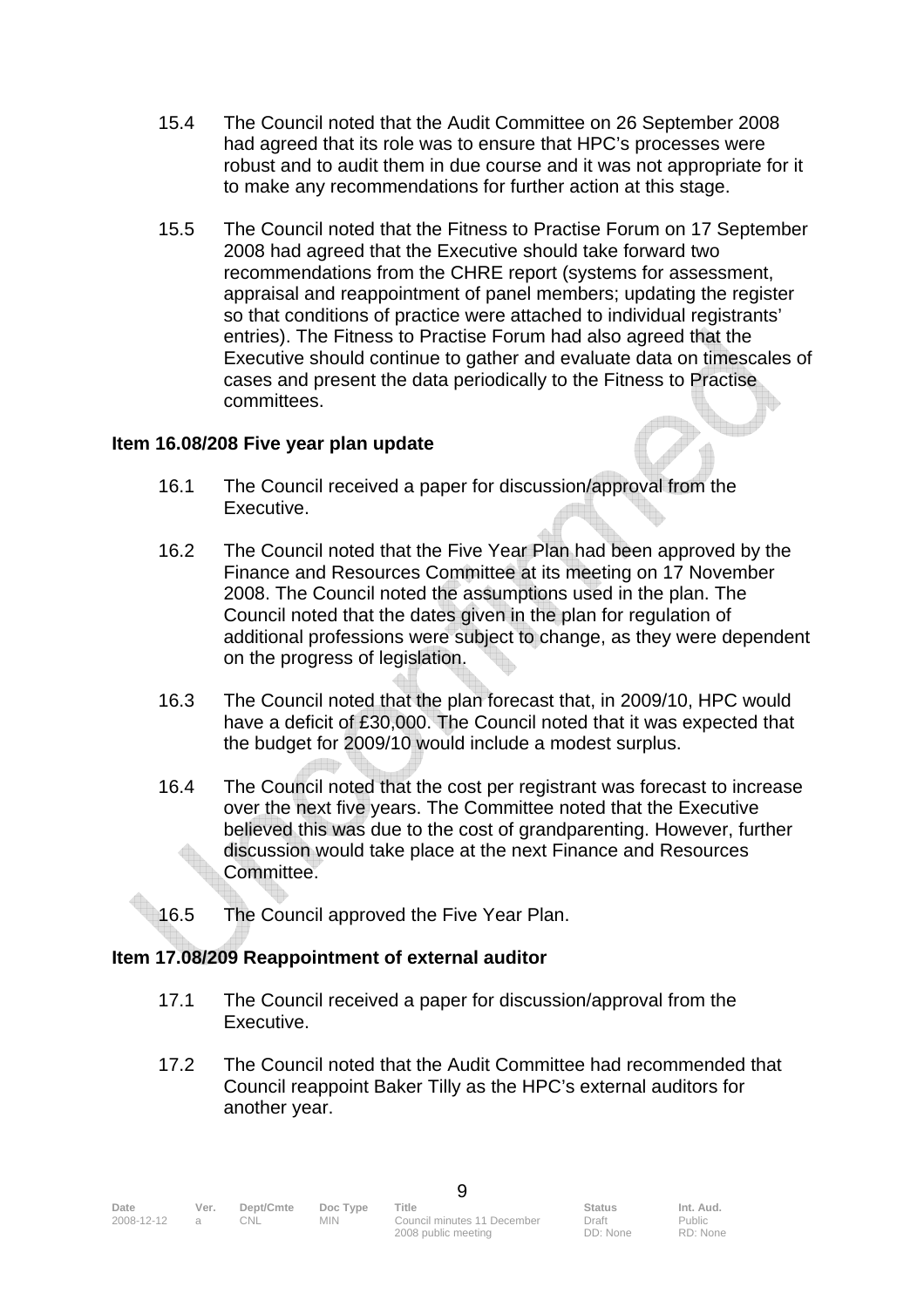15.4 The Council noted that the Audit Committee on 26 September 2008 had agreed that its role was to ensure that HPC's processes were robust and to audit them in due course and it was not appropriate for it to make any recommendations for further action at this stage.

15.5 The Council noted that the Fitness to Practise Forum on 17 September 2008 had agreed that the Executive should take forward two recommendations from the CHRE report (systems for assessment, appraisal and reappointment of panel members; updating the register so that conditions of practice were attached to individual registrants' entries). The Fitness to Practise Forum had also agreed that the Executive should continue to gather and evaluate data on timescales of cases and present the data periodically to the Fitness to Practise committees.

**Item 16.08/208 Five year plan update**

16.1 The Council received a paper for discussion/approval from the Executive.

16.2 The Council noted that the Five Year Plan had been approved by the Finance and Resources Committee at its meeting on 17 November 2008. The Council noted the assumptions used in the plan. The Council noted that the dates given in the plan for regulation of additional professions were subject to change, as they were dependent on the progress of legislation.

16.3 The Council noted that the plan forecast that, in 2009/10, HPC would have a deficit of £30,000. The Council noted that it was expected that the budget for 2009/10 would include a modest surplus.

16.4 The Council noted that the cost per registrant was forecast to increase over the next five years. The Committee noted that the Executive believed this was due to the cost of grandparenting. However, further discussion would take place at the next Finance and Resources Committee.

16.5 The Council approved the Five Year Plan.

**Item 17.08/209 Reappointment of external auditor**

17.1 The Council received a paper for discussion/approval from the Executive.

17.2 The Council noted that the Audit Committee had recommended that Council reappoint Baker Tilly as the HPC's external auditors for another year.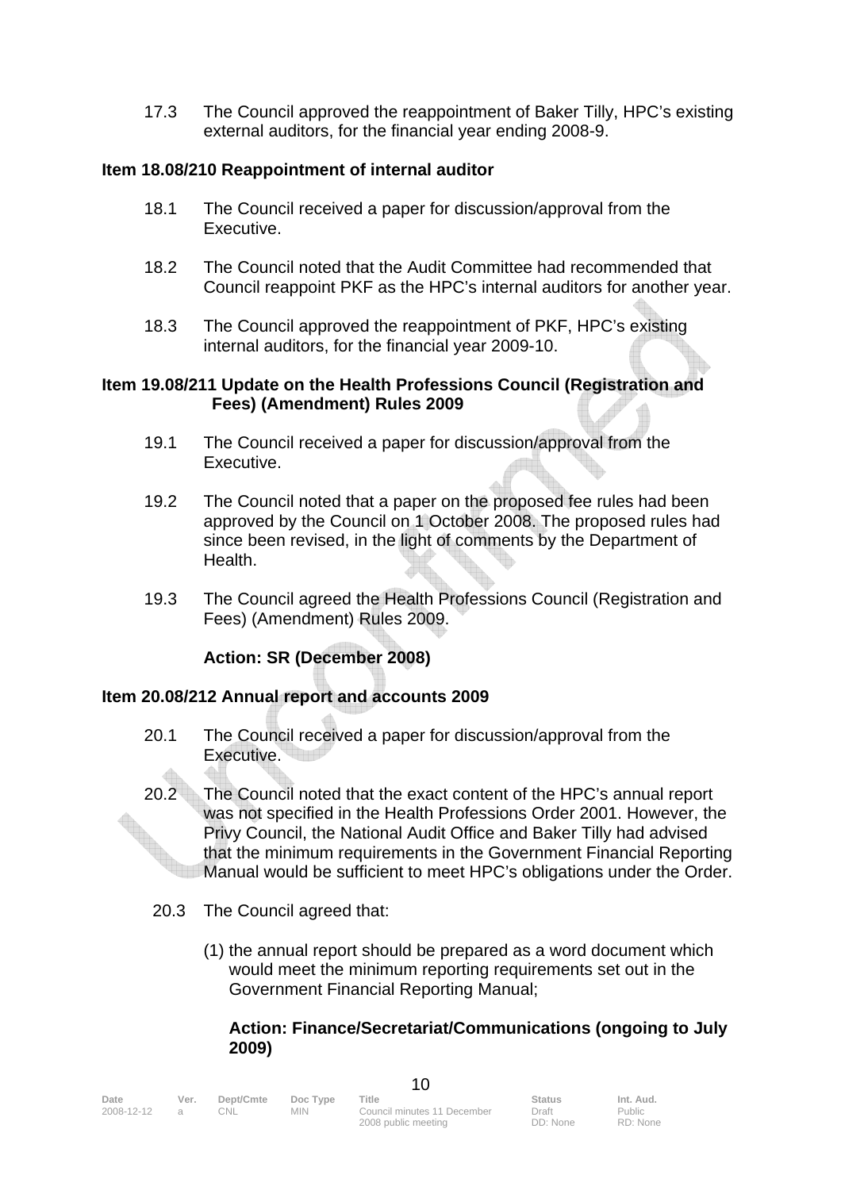17.3 The Council approved the reappointment of Baker Tilly, HPC's existing external auditors, for the financial year ending 2008-9.

**Item 18.08/210 Reappointment of internal auditor**

18.1 The Council received a paper for discussion/approval from the Executive.

18.2 The Council noted that the Audit Committee had recommended that Council reappoint PKF as the HPC's internal auditors for another year.

18.3 The Council approved the reappointment of PKF, HPC's existing internal auditors, for the financial year 2009-10.

**Item 19.08/211 Update on the Health Professions Council (Registration and Fees) (Amendment) Rules 2009**

19.1 The Council received a paper for discussion/approval from the Executive.

19.2 The Council noted that a paper on the proposed fee rules had been approved by the Council on 1 October 2008. The proposed rules had since been revised, in the light of comments by the Department of Health.

19.3 The Council agreed the Health Professions Council (Registration and Fees) (Amendment) Rules 2009.

**Action: SR (December 2008)**

**Item 20.08/212 Annual report and accounts 2009**

20.1 The Council received a paper for discussion/approval from the Executive.

20.2 The Council noted that the exact content of the HPC's annual report was not specified in the Health Professions Order 2001. However, the Privy Council, the National Audit Office and Baker Tilly had advised that the minimum requirements in the Government Financial Reporting Manual would be sufficient to meet HPC's obligations under the Order.

20.3 The Council agreed that:

(1) the annual report should be prepared as a word document which would meet the minimum reporting requirements set out in the Government Financial Reporting Manual;

**Action: Finance/Secretariat/Communications (ongoing to July 2009)**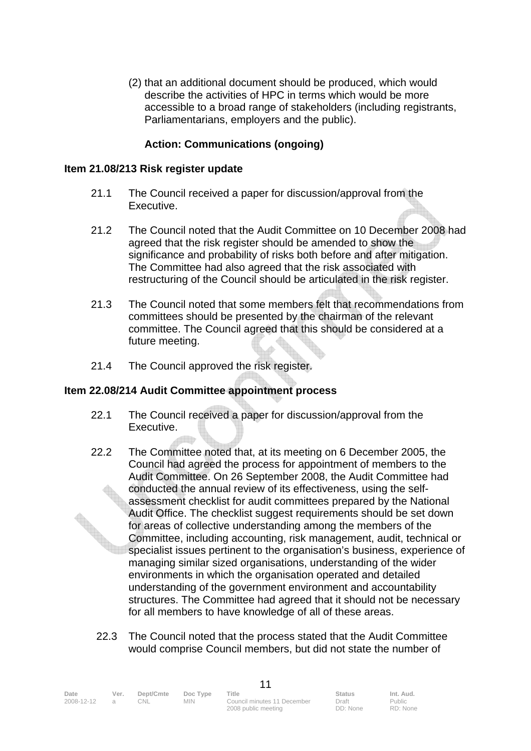(2) that an additional document should be produced, which would describe the activities of HPC in terms which would be more accessible to a broad range of stakeholders (including registrants, Parliamentarians, employers and the public).

**Action: Communications (ongoing)**

**Item 21.08/213 Risk register update**

21.1 The Council received a paper for discussion/approval from the Executive.

21.2 The Council noted that the Audit Committee on 10 December 2008 had agreed that the risk register should be amended to show the significance and probability of risks both before and after mitigation. The Committee had also agreed that the risk associated with restructuring of the Council should be articulated in the risk register.

21.3 The Council noted that some members felt that recommendations from committees should be presented by the chairman of the relevant committee. The Council agreed that this should be considered at a future meeting.

21.4 The Council approved the risk register.

**Item 22.08/214 Audit Committee appointment process**

22.1 The Council received a paper for discussion/approval from the Executive.

22.2 The Committee noted that, at its meeting on 6 December 2005, the Council had agreed the process for appointment of members to the Audit Committee. On 26 September 2008, the Audit Committee had conducted the annual review of its effectiveness, using the self-assessment checklist for audit committees prepared by the National Audit Office. The checklist suggest requirements should be set down for areas of collective understanding among the members of the Committee, including accounting, risk management, audit, technical or specialist issues pertinent to the organisation's business, experience of managing similar sized organisations, understanding of the wider environments in which the organisation operated and detailed understanding of the government environment and accountability structures. The Committee had agreed that it should not be necessary for all members to have knowledge of all of these areas.

22.3 The Council noted that the process stated that the Audit Committee would comprise Council members, but did not state the number of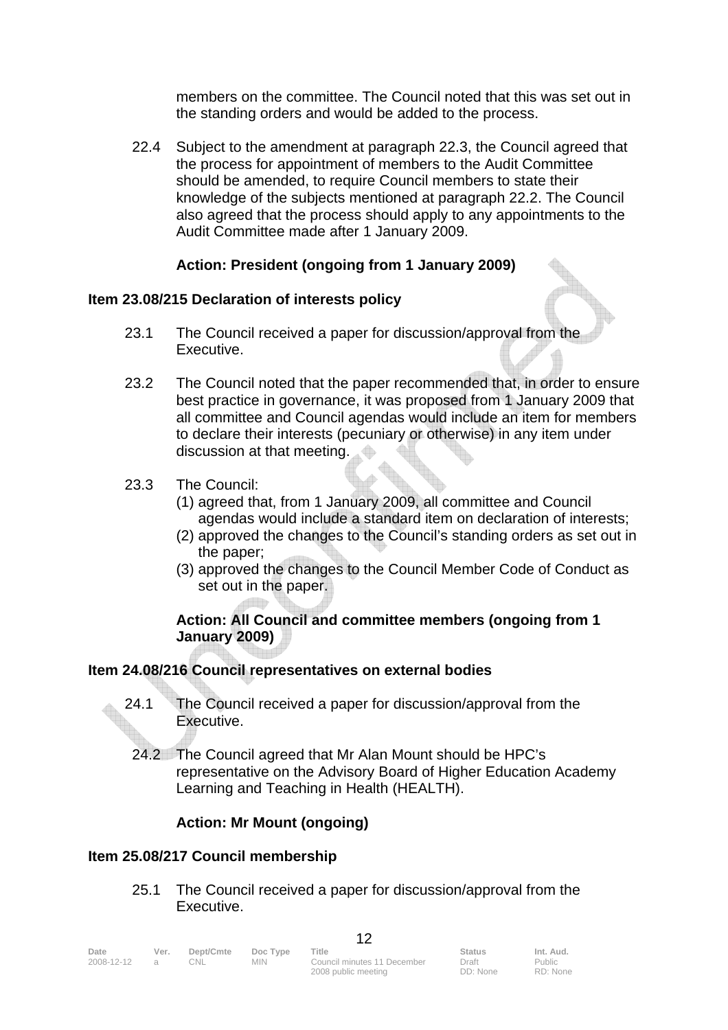members on the committee. The Council noted that this was set out in the standing orders and would be added to the process.

22.4 Subject to the amendment at paragraph 22.3, the Council agreed that the process for appointment of members to the Audit Committee should be amended, to require Council members to state their knowledge of the subjects mentioned at paragraph 22.2. The Council also agreed that the process should apply to any appointments to the Audit Committee made after 1 January 2009.

**Action: President (ongoing from 1 January 2009)**

### Item 23.08/215 Declaration of interests policy

23.1 The Council received a paper for discussion/approval from the Executive.

23.2 The Council noted that the paper recommended that, in order to ensure best practice in governance, it was proposed from 1 January 2009 that all committee and Council agendas would include an item for members to declare their interests (pecuniary or otherwise) in any item under discussion at that meeting.

23.3 The Council:
(1) agreed that, from 1 January 2009, all committee and Council agendas would include a standard item on declaration of interests;
(2) approved the changes to the Council's standing orders as set out in the paper;
(3) approved the changes to the Council Member Code of Conduct as set out in the paper.

**Action: All Council and committee members (ongoing from 1 January 2009)**

### Item 24.08/216 Council representatives on external bodies

24.1 The Council received a paper for discussion/approval from the Executive.

24.2 The Council agreed that Mr Alan Mount should be HPC's representative on the Advisory Board of Higher Education Academy Learning and Teaching in Health (HEALTH).

**Action: Mr Mount (ongoing)**

### Item 25.08/217 Council membership

25.1 The Council received a paper for discussion/approval from the Executive.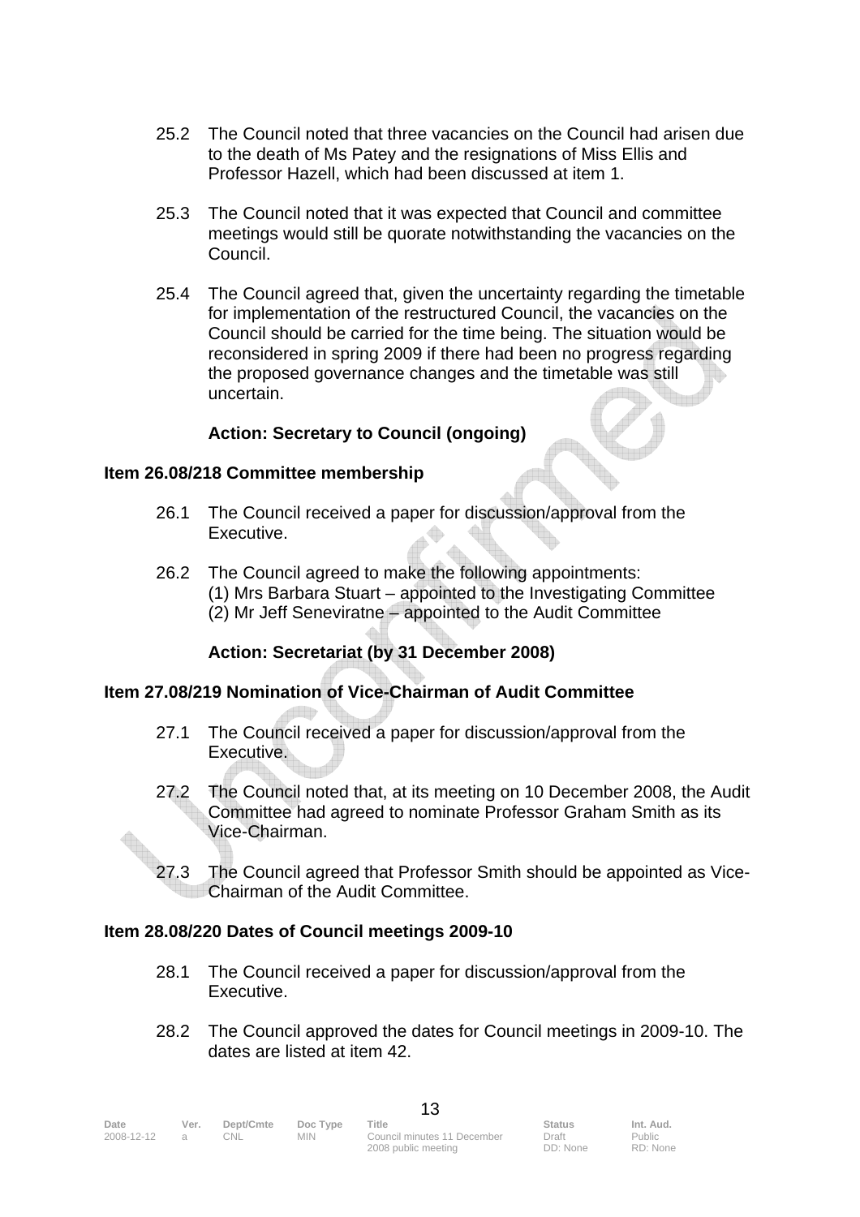25.2 The Council noted that three vacancies on the Council had arisen due to the death of Ms Patey and the resignations of Miss Ellis and Professor Hazell, which had been discussed at item 1.

25.3 The Council noted that it was expected that Council and committee meetings would still be quorate notwithstanding the vacancies on the Council.

25.4 The Council agreed that, given the uncertainty regarding the timetable for implementation of the restructured Council, the vacancies on the Council should be carried for the time being. The situation would be reconsidered in spring 2009 if there had been no progress regarding the proposed governance changes and the timetable was still uncertain.

**Action: Secretary to Council (ongoing)**

**Item 26.08/218 Committee membership**

26.1 The Council received a paper for discussion/approval from the Executive.

26.2 The Council agreed to make the following appointments:
(1) Mrs Barbara Stuart – appointed to the Investigating Committee
(2) Mr Jeff Seneviratne – appointed to the Audit Committee

**Action: Secretariat (by 31 December 2008)**

**Item 27.08/219 Nomination of Vice-Chairman of Audit Committee**

27.1 The Council received a paper for discussion/approval from the Executive.

27.2 The Council noted that, at its meeting on 10 December 2008, the Audit Committee had agreed to nominate Professor Graham Smith as its Vice-Chairman.

27.3 The Council agreed that Professor Smith should be appointed as Vice-Chairman of the Audit Committee.

**Item 28.08/220 Dates of Council meetings 2009-10**

28.1 The Council received a paper for discussion/approval from the Executive.

28.2 The Council approved the dates for Council meetings in 2009-10. The dates are listed at item 42.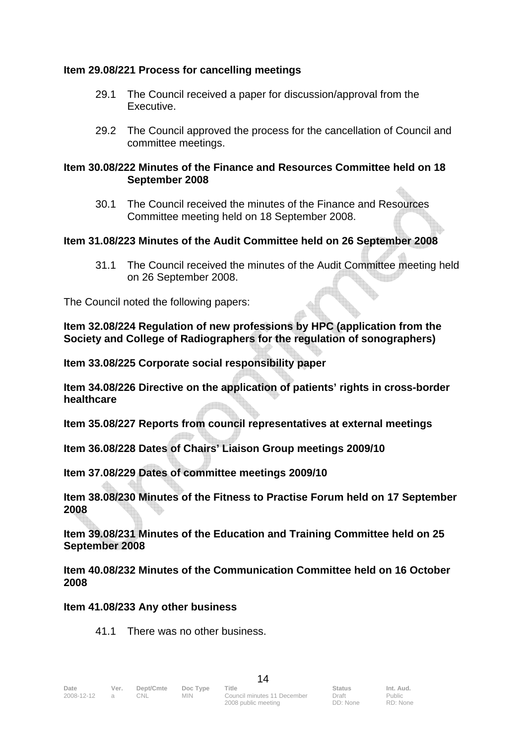**Item 29.08/221 Process for cancelling meetings**

29.1 The Council received a paper for discussion/approval from the Executive.

29.2 The Council approved the process for the cancellation of Council and committee meetings.

**Item 30.08/222 Minutes of the Finance and Resources Committee held on 18 September 2008**

30.1 The Council received the minutes of the Finance and Resources Committee meeting held on 18 September 2008.

**Item 31.08/223 Minutes of the Audit Committee held on 26 September 2008**

31.1 The Council received the minutes of the Audit Committee meeting held on 26 September 2008.

The Council noted the following papers:

**Item 32.08/224 Regulation of new professions by HPC (application from the Society and College of Radiographers for the regulation of sonographers)**

**Item 33.08/225 Corporate social responsibility paper**

**Item 34.08/226 Directive on the application of patients' rights in cross-border healthcare**

**Item 35.08/227 Reports from council representatives at external meetings**

**Item 36.08/228 Dates of Chairs' Liaison Group meetings 2009/10**

**Item 37.08/229 Dates of committee meetings 2009/10**

**Item 38.08/230 Minutes of the Fitness to Practise Forum held on 17 September 2008**

**Item 39.08/231 Minutes of the Education and Training Committee held on 25 September 2008**

**Item 40.08/232 Minutes of the Communication Committee held on 16 October 2008**

**Item 41.08/233 Any other business**

41.1 There was no other business.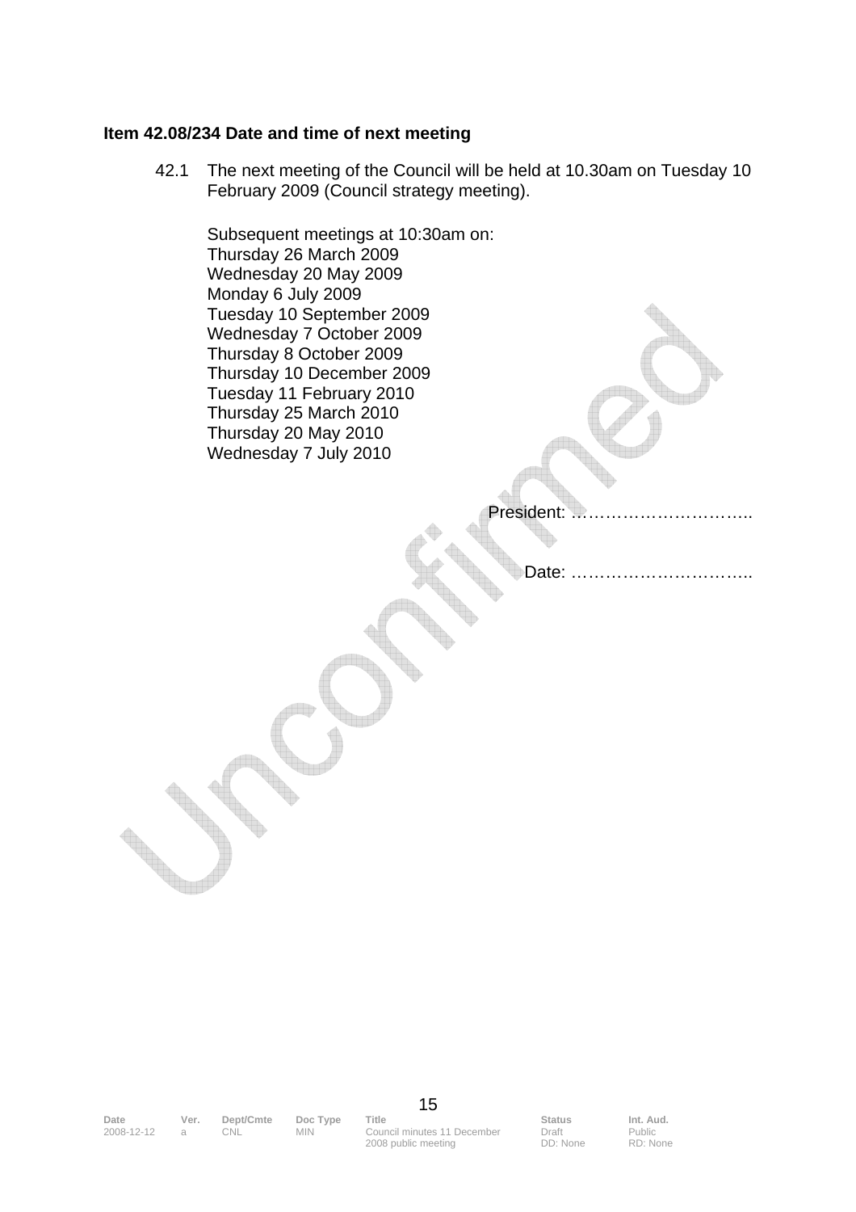**Item 42.08/234 Date and time of next meeting**

42.1 The next meeting of the Council will be held at 10.30am on Tuesday 10 February 2009 (Council strategy meeting).

Subsequent meetings at 10:30am on:
Thursday 26 March 2009
Wednesday 20 May 2009
Monday 6 July 2009
Tuesday 10 September 2009
Wednesday 7 October 2009
Thursday 8 October 2009
Thursday 10 December 2009
Tuesday 11 February 2010
Thursday 25 March 2010
Thursday 20 May 2010
Wednesday 7 July 2010

President: …………………………..

Date: …………………………..